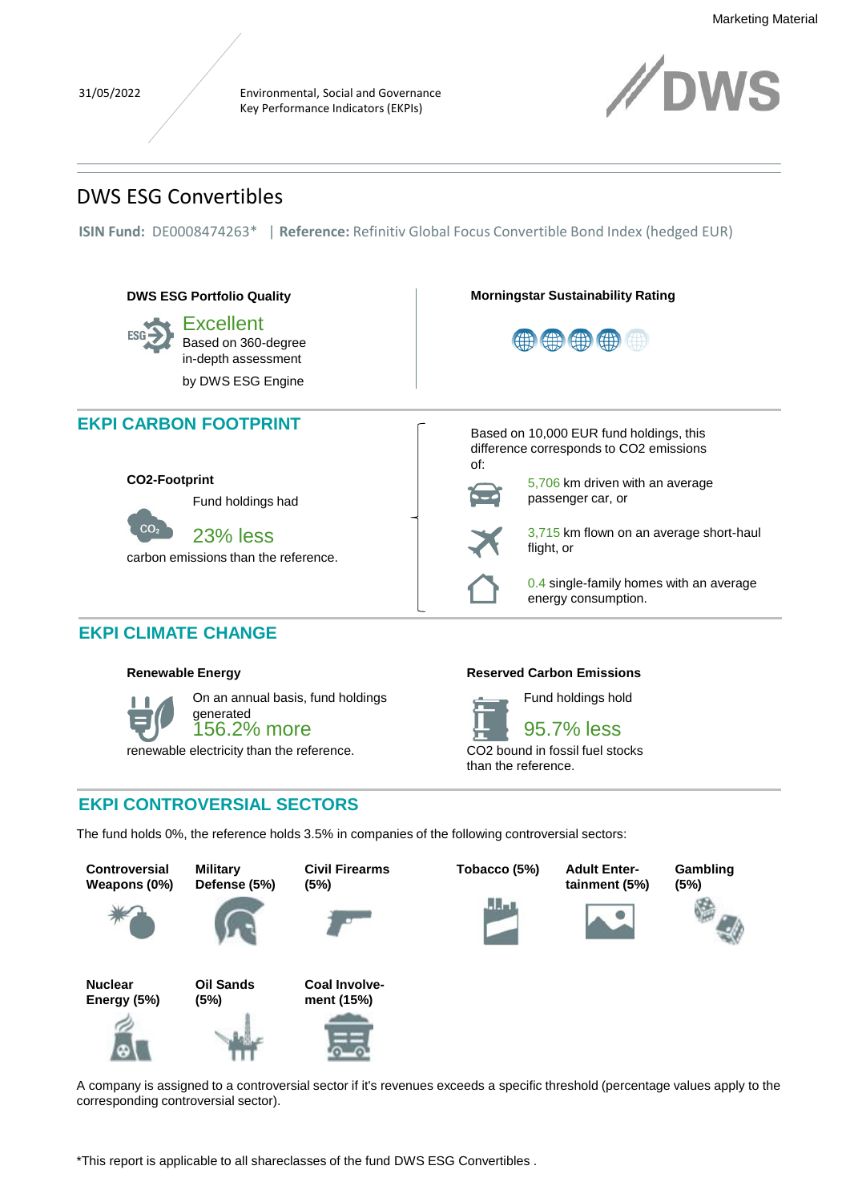Marketing Material

31/05/2022

Environmental, Social and Governance
Key Performance Indicators (EKPIs)

# DWS ESG Convertibles

**ISIN Fund:** DE0008474263* | **Reference:** Refinitiv Global Focus Convertible Bond Index (hedged EUR)

**DWS ESG Portfolio Quality**

Excellent
Based on 360-degree in-depth assessment by DWS ESG Engine

**Morningstar Sustainability Rating**

## EKPI CARBON FOOTPRINT

**CO2-Footprint**

Fund holdings had

23% less

carbon emissions than the reference.

Based on 10,000 EUR fund holdings, this difference corresponds to CO2 emissions of:

- 5,706 km driven with an average passenger car, or
- 3,715 km flown on an average short-haul flight, or
- 0.4 single-family homes with an average energy consumption.

## EKPI CLIMATE CHANGE

**Renewable Energy**

On an annual basis, fund holdings generated
156.2% more
renewable electricity than the reference.

**Reserved Carbon Emissions**

Fund holdings hold
95.7% less
CO2 bound in fossil fuel stocks than the reference.

## EKPI CONTROVERSIAL SECTORS

The fund holds 0%, the reference holds 3.5% in companies of the following controversial sectors:

- **Controversial Weapons (0%)**
- **Military Defense (5%)**
- **Civil Firearms (5%)**
- **Tobacco (5%)**
- **Adult Entertainment (5%)**
- **Gambling (5%)**
- **Nuclear Energy (5%)**
- **Oil Sands (5%)**
- **Coal Involvement (15%)**

A company is assigned to a controversial sector if it's revenues exceeds a specific threshold (percentage values apply to the corresponding controversial sector).

*This report is applicable to all shareclasses of the fund DWS ESG Convertibles .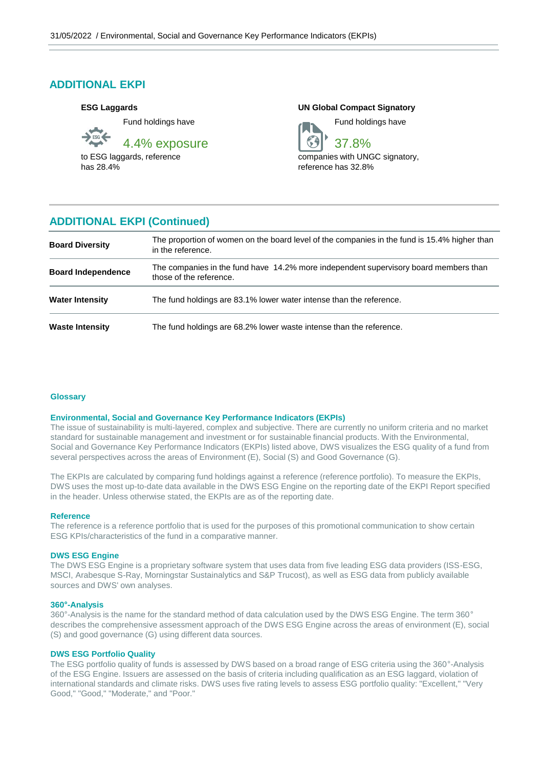## ADDITIONAL EKPI

**ESG Laggards**

Fund holdings have

4.4% exposure

to ESG laggards, reference has 28.4%

**UN Global Compact Signatory**

Fund holdings have

37.8%

companies with UNGC signatory, reference has 32.8%

## ADDITIONAL EKPI (Continued)

| | |
|---|---|
| **Board Diversity** | The proportion of women on the board level of the companies in the fund is 15.4% higher than in the reference. |
| **Board Independence** | The companies in the fund have 14.2% more independent supervisory board members than those of the reference. |
| **Water Intensity** | The fund holdings are 83.1% lower water intense than the reference. |
| **Waste Intensity** | The fund holdings are 68.2% lower waste intense than the reference. |

### Glossary

**Environmental, Social and Governance Key Performance Indicators (EKPIs)**

The issue of sustainability is multi-layered, complex and subjective. There are currently no uniform criteria and no market standard for sustainable management and investment or for sustainable financial products. With the Environmental, Social and Governance Key Performance Indicators (EKPIs) listed above, DWS visualizes the ESG quality of a fund from several perspectives across the areas of Environment (E), Social (S) and Good Governance (G).

The EKPIs are calculated by comparing fund holdings against a reference (reference portfolio). To measure the EKPIs, DWS uses the most up-to-date data available in the DWS ESG Engine on the reporting date of the EKPI Report specified in the header. Unless otherwise stated, the EKPIs are as of the reporting date.

**Reference**

The reference is a reference portfolio that is used for the purposes of this promotional communication to show certain ESG KPIs/characteristics of the fund in a comparative manner.

**DWS ESG Engine**

The DWS ESG Engine is a proprietary software system that uses data from five leading ESG data providers (ISS-ESG, MSCI, Arabesque S-Ray, Morningstar Sustainalytics and S&P Trucost), as well as ESG data from publicly available sources and DWS' own analyses.

**360°-Analysis**

360°-Analysis is the name for the standard method of data calculation used by the DWS ESG Engine. The term 360° describes the comprehensive assessment approach of the DWS ESG Engine across the areas of environment (E), social (S) and good governance (G) using different data sources.

**DWS ESG Portfolio Quality**

The ESG portfolio quality of funds is assessed by DWS based on a broad range of ESG criteria using the 360°-Analysis of the ESG Engine. Issuers are assessed on the basis of criteria including qualification as an ESG laggard, violation of international standards and climate risks. DWS uses five rating levels to assess ESG portfolio quality: "Excellent," "Very Good," "Good," "Moderate," and "Poor."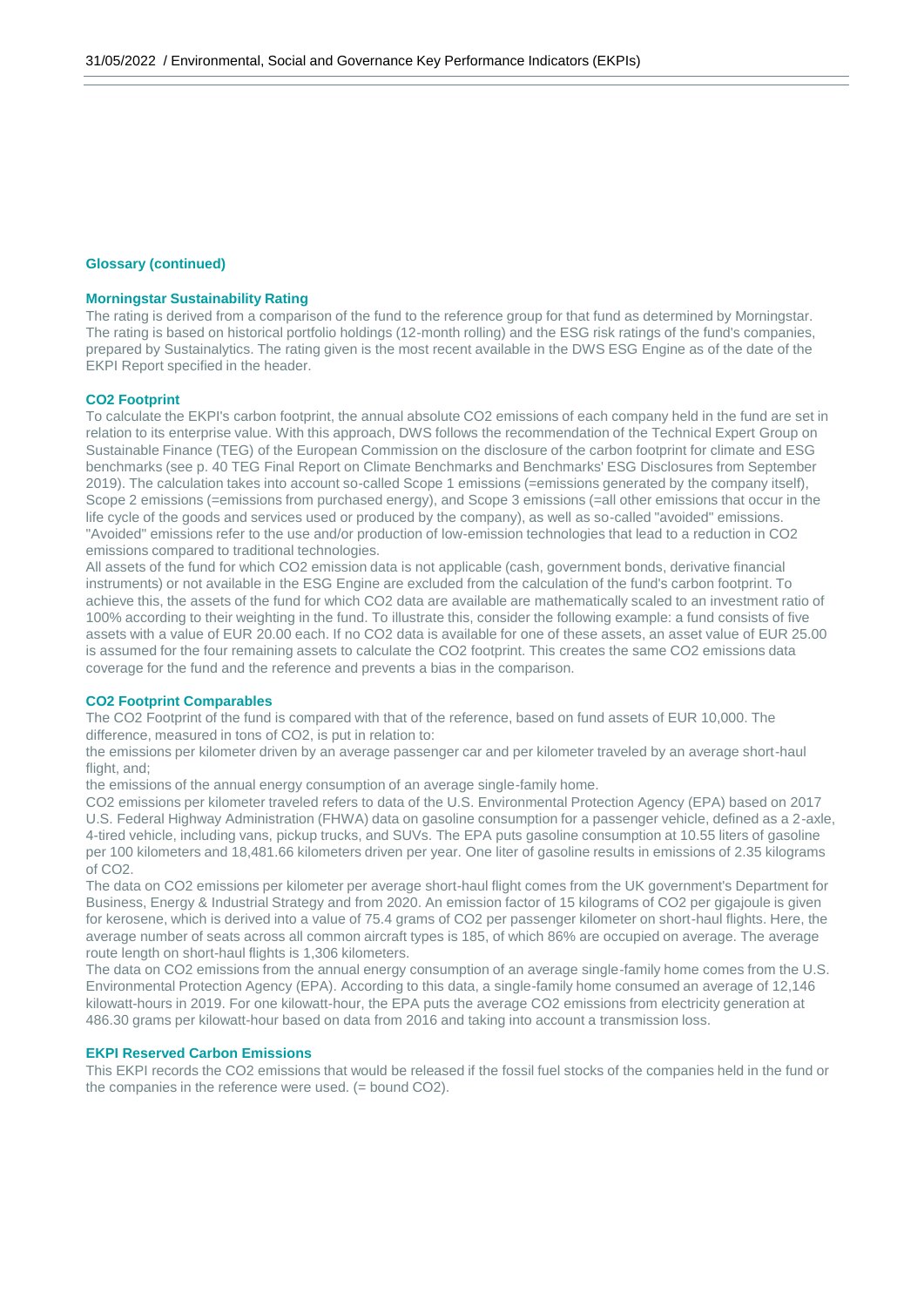## Glossary (continued)

### Morningstar Sustainability Rating

The rating is derived from a comparison of the fund to the reference group for that fund as determined by Morningstar. The rating is based on historical portfolio holdings (12-month rolling) and the ESG risk ratings of the fund's companies, prepared by Sustainalytics. The rating given is the most recent available in the DWS ESG Engine as of the date of the EKPI Report specified in the header.

### $CO_2$ Footprint

To calculate the EKPI's carbon footprint, the annual absolute $CO_2$ emissions of each company held in the fund are set in relation to its enterprise value. With this approach, DWS follows the recommendation of the Technical Expert Group on Sustainable Finance (TEG) of the European Commission on the disclosure of the carbon footprint for climate and ESG benchmarks (see p. 40 TEG Final Report on Climate Benchmarks and Benchmarks' ESG Disclosures from September 2019). The calculation takes into account so-called Scope 1 emissions (=emissions generated by the company itself), Scope 2 emissions (=emissions from purchased energy), and Scope 3 emissions (=all other emissions that occur in the life cycle of the goods and services used or produced by the company), as well as so-called "avoided" emissions. "Avoided" emissions refer to the use and/or production of low-emission technologies that lead to a reduction in $CO_2$ emissions compared to traditional technologies.
All assets of the fund for which $CO_2$ emission data is not applicable (cash, government bonds, derivative financial instruments) or not available in the ESG Engine are excluded from the calculation of the fund's carbon footprint. To achieve this, the assets of the fund for which $CO_2$ data are available are mathematically scaled to an investment ratio of 100% according to their weighting in the fund. To illustrate this, consider the following example: a fund consists of five assets with a value of EUR 20.00 each. If no $CO_2$ data is available for one of these assets, an asset value of EUR 25.00 is assumed for the four remaining assets to calculate the $CO_2$ footprint. This creates the same $CO_2$ emissions data coverage for the fund and the reference and prevents a bias in the comparison.

### $CO_2$ Footprint Comparables

The $CO_2$ Footprint of the fund is compared with that of the reference, based on fund assets of EUR 10,000. The difference, measured in tons of $CO_2$, is put in relation to:
the emissions per kilometer driven by an average passenger car and per kilometer traveled by an average short-haul flight, and;
the emissions of the annual energy consumption of an average single-family home.
$CO_2$ emissions per kilometer traveled refers to data of the U.S. Environmental Protection Agency (EPA) based on 2017 U.S. Federal Highway Administration (FHWA) data on gasoline consumption for a passenger vehicle, defined as a 2-axle, 4-tired vehicle, including vans, pickup trucks, and SUVs. The EPA puts gasoline consumption at 10.55 liters of gasoline per 100 kilometers and 18,481.66 kilometers driven per year. One liter of gasoline results in emissions of 2.35 kilograms of $CO_2$.
The data on $CO_2$ emissions per kilometer per average short-haul flight comes from the UK government's Department for Business, Energy & Industrial Strategy and from 2020. An emission factor of 15 kilograms of $CO_2$ per gigajoule is given for kerosene, which is derived into a value of 75.4 grams of $CO_2$ per passenger kilometer on short-haul flights. Here, the average number of seats across all common aircraft types is 185, of which 86% are occupied on average. The average route length on short-haul flights is 1,306 kilometers.
The data on $CO_2$ emissions from the annual energy consumption of an average single-family home comes from the U.S. Environmental Protection Agency (EPA). According to this data, a single-family home consumed an average of 12,146 kilowatt-hours in 2019. For one kilowatt-hour, the EPA puts the average $CO_2$ emissions from electricity generation at 486.30 grams per kilowatt-hour based on data from 2016 and taking into account a transmission loss.

### EKPI Reserved Carbon Emissions

This EKPI records the $CO_2$ emissions that would be released if the fossil fuel stocks of the companies held in the fund or the companies in the reference were used. (= bound $CO_2$).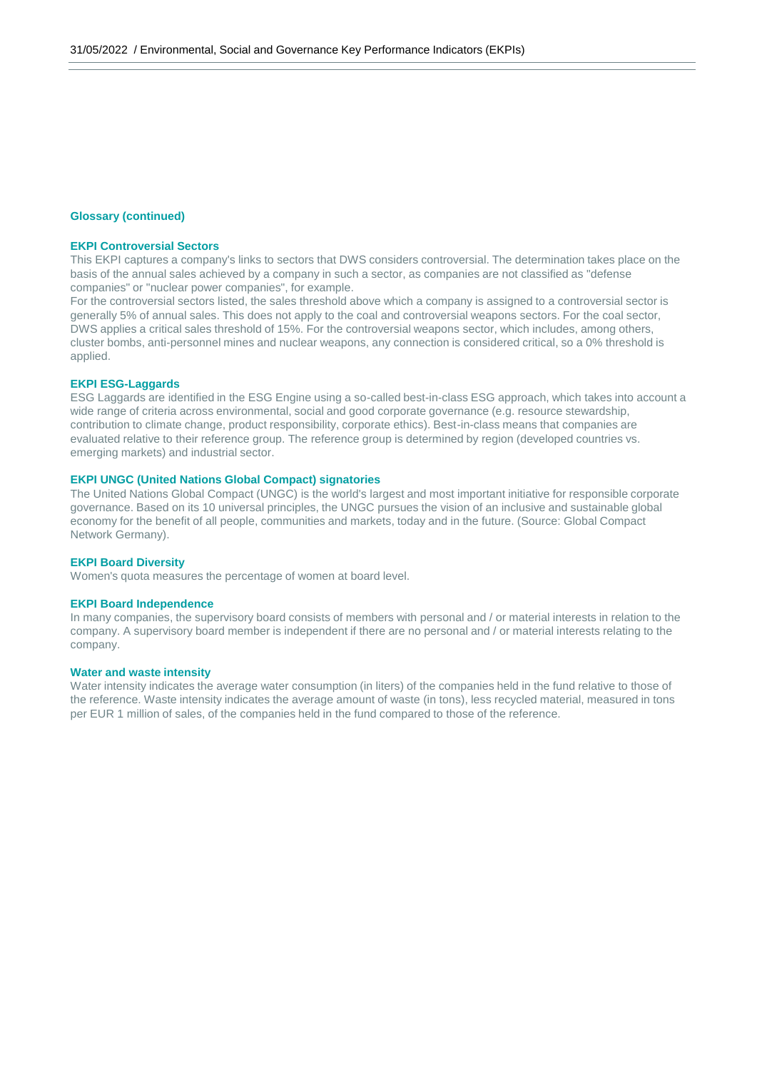## Glossary (continued)

### EKPI Controversial Sectors

This EKPI captures a company's links to sectors that DWS considers controversial. The determination takes place on the basis of the annual sales achieved by a company in such a sector, as companies are not classified as "defense companies" or "nuclear power companies", for example.

For the controversial sectors listed, the sales threshold above which a company is assigned to a controversial sector is generally 5% of annual sales. This does not apply to the coal and controversial weapons sectors. For the coal sector, DWS applies a critical sales threshold of 15%. For the controversial weapons sector, which includes, among others, cluster bombs, anti-personnel mines and nuclear weapons, any connection is considered critical, so a 0% threshold is applied.

### EKPI ESG-Laggards

ESG Laggards are identified in the ESG Engine using a so-called best-in-class ESG approach, which takes into account a wide range of criteria across environmental, social and good corporate governance (e.g. resource stewardship, contribution to climate change, product responsibility, corporate ethics). Best-in-class means that companies are evaluated relative to their reference group. The reference group is determined by region (developed countries vs. emerging markets) and industrial sector.

### EKPI UNGC (United Nations Global Compact) signatories

The United Nations Global Compact (UNGC) is the world's largest and most important initiative for responsible corporate governance. Based on its 10 universal principles, the UNGC pursues the vision of an inclusive and sustainable global economy for the benefit of all people, communities and markets, today and in the future. (Source: Global Compact Network Germany).

### EKPI Board Diversity

Women's quota measures the percentage of women at board level.

### EKPI Board Independence

In many companies, the supervisory board consists of members with personal and / or material interests in relation to the company. A supervisory board member is independent if there are no personal and / or material interests relating to the company.

### Water and waste intensity

Water intensity indicates the average water consumption (in liters) of the companies held in the fund relative to those of the reference. Waste intensity indicates the average amount of waste (in tons), less recycled material, measured in tons per EUR 1 million of sales, of the companies held in the fund compared to those of the reference.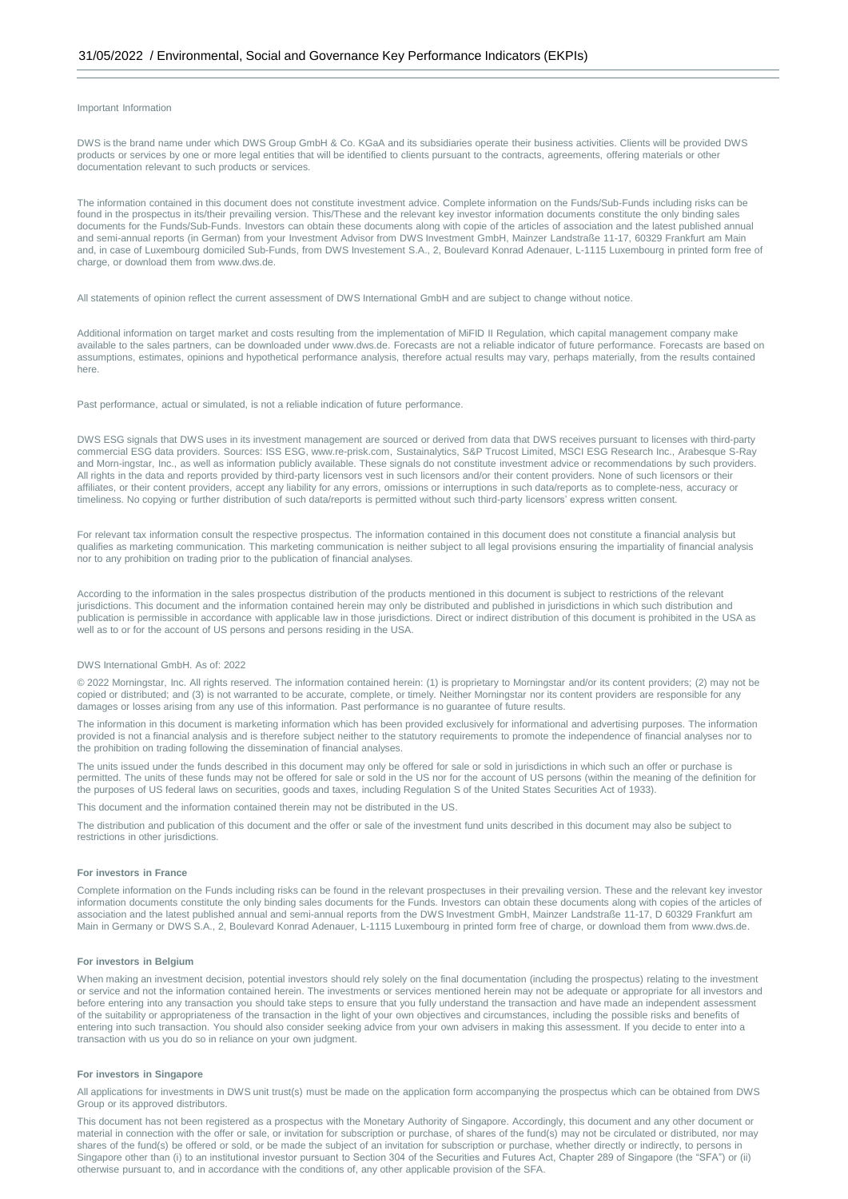Important Information

DWS is the brand name under which DWS Group GmbH & Co. KGaA and its subsidiaries operate their business activities. Clients will be provided DWS products or services by one or more legal entities that will be identified to clients pursuant to the contracts, agreements, offering materials or other documentation relevant to such products or services.

The information contained in this document does not constitute investment advice. Complete information on the Funds/Sub-Funds including risks can be found in the prospectus in its/their prevailing version. This/These and the relevant key investor information documents constitute the only binding sales documents for the Funds/Sub-Funds. Investors can obtain these documents along with copie of the articles of association and the latest published annual and semi-annual reports (in German) from your Investment Advisor from DWS Investment GmbH, Mainzer Landstraße 11-17, 60329 Frankfurt am Main and, in case of Luxembourg domiciled Sub-Funds, from DWS Investement S.A., 2, Boulevard Konrad Adenauer, L-1115 Luxembourg in printed form free of charge, or download them from www.dws.de.

All statements of opinion reflect the current assessment of DWS International GmbH and are subject to change without notice.

Additional information on target market and costs resulting from the implementation of MiFID II Regulation, which capital management company make available to the sales partners, can be downloaded under www.dws.de. Forecasts are not a reliable indicator of future performance. Forecasts are based on assumptions, estimates, opinions and hypothetical performance analysis, therefore actual results may vary, perhaps materially, from the results contained here.

Past performance, actual or simulated, is not a reliable indication of future performance.

DWS ESG signals that DWS uses in its investment management are sourced or derived from data that DWS receives pursuant to licenses with third-party commercial ESG data providers. Sources: ISS ESG, www.re-prisk.com, Sustainalytics, S&P Trucost Limited, MSCI ESG Research Inc., Arabesque S-Ray and Morn-ingstar, Inc., as well as information publicly available. These signals do not constitute investment advice or recommendations by such providers. All rights in the data and reports provided by third-party licensors vest in such licensors and/or their content providers. None of such licensors or their affiliates, or their content providers, accept any liability for any errors, omissions or interruptions in such data/reports as to complete-ness, accuracy or timeliness. No copying or further distribution of such data/reports is permitted without such third-party licensors' express written consent.

For relevant tax information consult the respective prospectus. The information contained in this document does not constitute a financial analysis but qualifies as marketing communication. This marketing communication is neither subject to all legal provisions ensuring the impartiality of financial analysis nor to any prohibition on trading prior to the publication of financial analyses.

According to the information in the sales prospectus distribution of the products mentioned in this document is subject to restrictions of the relevant jurisdictions. This document and the information contained herein may only be distributed and published in jurisdictions in which such distribution and publication is permissible in accordance with applicable law in those jurisdictions. Direct or indirect distribution of this document is prohibited in the USA as well as to or for the account of US persons and persons residing in the USA.

DWS International GmbH. As of: 2022

© 2022 Morningstar, Inc. All rights reserved. The information contained herein: (1) is proprietary to Morningstar and/or its content providers; (2) may not be copied or distributed; and (3) is not warranted to be accurate, complete, or timely. Neither Morningstar nor its content providers are responsible for any damages or losses arising from any use of this information. Past performance is no guarantee of future results.

The information in this document is marketing information which has been provided exclusively for informational and advertising purposes. The information provided is not a financial analysis and is therefore subject neither to the statutory requirements to promote the independence of financial analyses nor to the prohibition on trading following the dissemination of financial analyses.

The units issued under the funds described in this document may only be offered for sale or sold in jurisdictions in which such an offer or purchase is permitted. The units of these funds may not be offered for sale or sold in the US nor for the account of US persons (within the meaning of the definition for the purposes of US federal laws on securities, goods and taxes, including Regulation S of the United States Securities Act of 1933).

This document and the information contained therein may not be distributed in the US.

The distribution and publication of this document and the offer or sale of the investment fund units described in this document may also be subject to restrictions in other jurisdictions.

**For investors in France**

Complete information on the Funds including risks can be found in the relevant prospectuses in their prevailing version. These and the relevant key investor information documents constitute the only binding sales documents for the Funds. Investors can obtain these documents along with copies of the articles of association and the latest published annual and semi-annual reports from the DWS Investment GmbH, Mainzer Landstraße 11-17, D 60329 Frankfurt am Main in Germany or DWS S.A., 2, Boulevard Konrad Adenauer, L-1115 Luxembourg in printed form free of charge, or download them from www.dws.de.

**For investors in Belgium**

When making an investment decision, potential investors should rely solely on the final documentation (including the prospectus) relating to the investment or service and not the information contained herein. The investments or services mentioned herein may not be adequate or appropriate for all investors and before entering into any transaction you should take steps to ensure that you fully understand the transaction and have made an independent assessment of the suitability or appropriateness of the transaction in the light of your own objectives and circumstances, including the possible risks and benefits of entering into such transaction. You should also consider seeking advice from your own advisers in making this assessment. If you decide to enter into a transaction with us you do so in reliance on your own judgment.

**For investors in Singapore**

All applications for investments in DWS unit trust(s) must be made on the application form accompanying the prospectus which can be obtained from DWS Group or its approved distributors.

This document has not been registered as a prospectus with the Monetary Authority of Singapore. Accordingly, this document and any other document or material in connection with the offer or sale, or invitation for subscription or purchase, of shares of the fund(s) may not be circulated or distributed, nor may shares of the fund(s) be offered or sold, or be made the subject of an invitation for subscription or purchase, whether directly or indirectly, to persons in Singapore other than (i) to an institutional investor pursuant to Section 304 of the Securities and Futures Act, Chapter 289 of Singapore (the "SFA") or (ii) otherwise pursuant to, and in accordance with the conditions of, any other applicable provision of the SFA.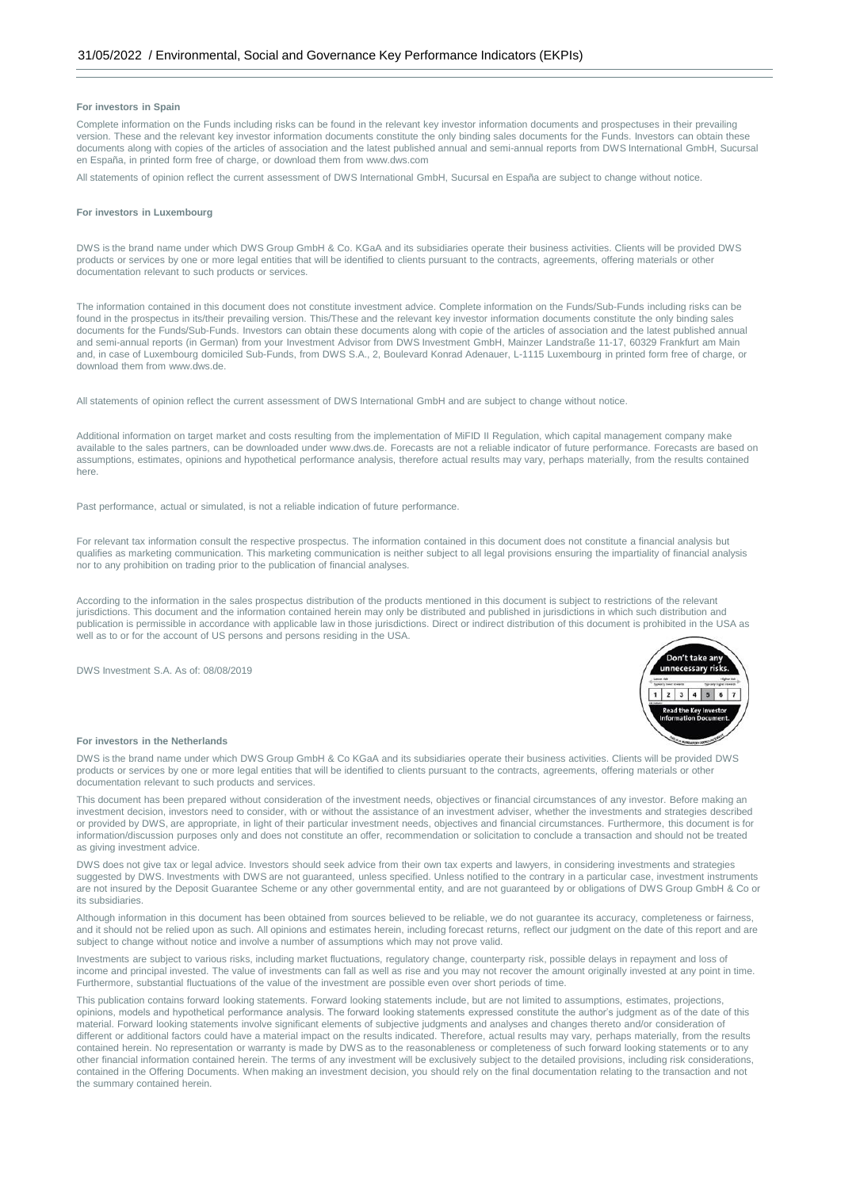**For investors in Spain**

Complete information on the Funds including risks can be found in the relevant key investor information documents and prospectuses in their prevailing version. These and the relevant key investor information documents constitute the only binding sales documents for the Funds. Investors can obtain these documents along with copies of the articles of association and the latest published annual and semi-annual reports from DWS International GmbH, Sucursal en España, in printed form free of charge, or download them from www.dws.com

All statements of opinion reflect the current assessment of DWS International GmbH, Sucursal en España are subject to change without notice.

**For investors in Luxembourg**

DWS is the brand name under which DWS Group GmbH & Co. KGaA and its subsidiaries operate their business activities. Clients will be provided DWS products or services by one or more legal entities that will be identified to clients pursuant to the contracts, agreements, offering materials or other documentation relevant to such products or services.

The information contained in this document does not constitute investment advice. Complete information on the Funds/Sub-Funds including risks can be found in the prospectus in its/their prevailing version. This/These and the relevant key investor information documents constitute the only binding sales documents for the Funds/Sub-Funds. Investors can obtain these documents along with copie of the articles of association and the latest published annual and semi-annual reports (in German) from your Investment Advisor from DWS Investment GmbH, Mainzer Landstraße 11-17, 60329 Frankfurt am Main and, in case of Luxembourg domiciled Sub-Funds, from DWS S.A., 2, Boulevard Konrad Adenauer, L-1115 Luxembourg in printed form free of charge, or download them from www.dws.de.

All statements of opinion reflect the current assessment of DWS International GmbH and are subject to change without notice.

Additional information on target market and costs resulting from the implementation of MiFID II Regulation, which capital management company make available to the sales partners, can be downloaded under www.dws.de. Forecasts are not a reliable indicator of future performance. Forecasts are based on assumptions, estimates, opinions and hypothetical performance analysis, therefore actual results may vary, perhaps materially, from the results contained here.

Past performance, actual or simulated, is not a reliable indication of future performance.

For relevant tax information consult the respective prospectus. The information contained in this document does not constitute a financial analysis but qualifies as marketing communication. This marketing communication is neither subject to all legal provisions ensuring the impartiality of financial analysis nor to any prohibition on trading prior to the publication of financial analyses.

According to the information in the sales prospectus distribution of the products mentioned in this document is subject to restrictions of the relevant jurisdictions. This document and the information contained herein may only be distributed and published in jurisdictions in which such distribution and publication is permissible in accordance with applicable law in those jurisdictions. Direct or indirect distribution of this document is prohibited in the USA as well as to or for the account of US persons and persons residing in the USA.

DWS Investment S.A. As of: 08/08/2019

**For investors in the Netherlands**

DWS is the brand name under which DWS Group GmbH & Co KGaA and its subsidiaries operate their business activities. Clients will be provided DWS products or services by one or more legal entities that will be identified to clients pursuant to the contracts, agreements, offering materials or other documentation relevant to such products and services.

This document has been prepared without consideration of the investment needs, objectives or financial circumstances of any investor. Before making an investment decision, investors need to consider, with or without the assistance of an investment adviser, whether the investments and strategies described or provided by DWS, are appropriate, in light of their particular investment needs, objectives and financial circumstances. Furthermore, this document is for information/discussion purposes only and does not constitute an offer, recommendation or solicitation to conclude a transaction and should not be treated as giving investment advice.

DWS does not give tax or legal advice. Investors should seek advice from their own tax experts and lawyers, in considering investments and strategies suggested by DWS. Investments with DWS are not guaranteed, unless specified. Unless notified to the contrary in a particular case, investment instruments are not insured by the Deposit Guarantee Scheme or any other governmental entity, and are not guaranteed by or obligations of DWS Group GmbH & Co or its subsidiaries.

Although information in this document has been obtained from sources believed to be reliable, we do not guarantee its accuracy, completeness or fairness, and it should not be relied upon as such. All opinions and estimates herein, including forecast returns, reflect our judgment on the date of this report and are subject to change without notice and involve a number of assumptions which may not prove valid.

Investments are subject to various risks, including market fluctuations, regulatory change, counterparty risk, possible delays in repayment and loss of income and principal invested. The value of investments can fall as well as rise and you may not recover the amount originally invested at any point in time. Furthermore, substantial fluctuations of the value of the investment are possible even over short periods of time.

This publication contains forward looking statements. Forward looking statements include, but are not limited to assumptions, estimates, projections, opinions, models and hypothetical performance analysis. The forward looking statements expressed constitute the author's judgment as of the date of this material. Forward looking statements involve significant elements of subjective judgments and analyses and changes thereto and/or consideration of different or additional factors could have a material impact on the results indicated. Therefore, actual results may vary, perhaps materially, from the results contained herein. No representation or warranty is made by DWS as to the reasonableness or completeness of such forward looking statements or to any other financial information contained herein. The terms of any investment will be exclusively subject to the detailed provisions, including risk considerations, contained in the Offering Documents. When making an investment decision, you should rely on the final documentation relating to the transaction and not the summary contained herein.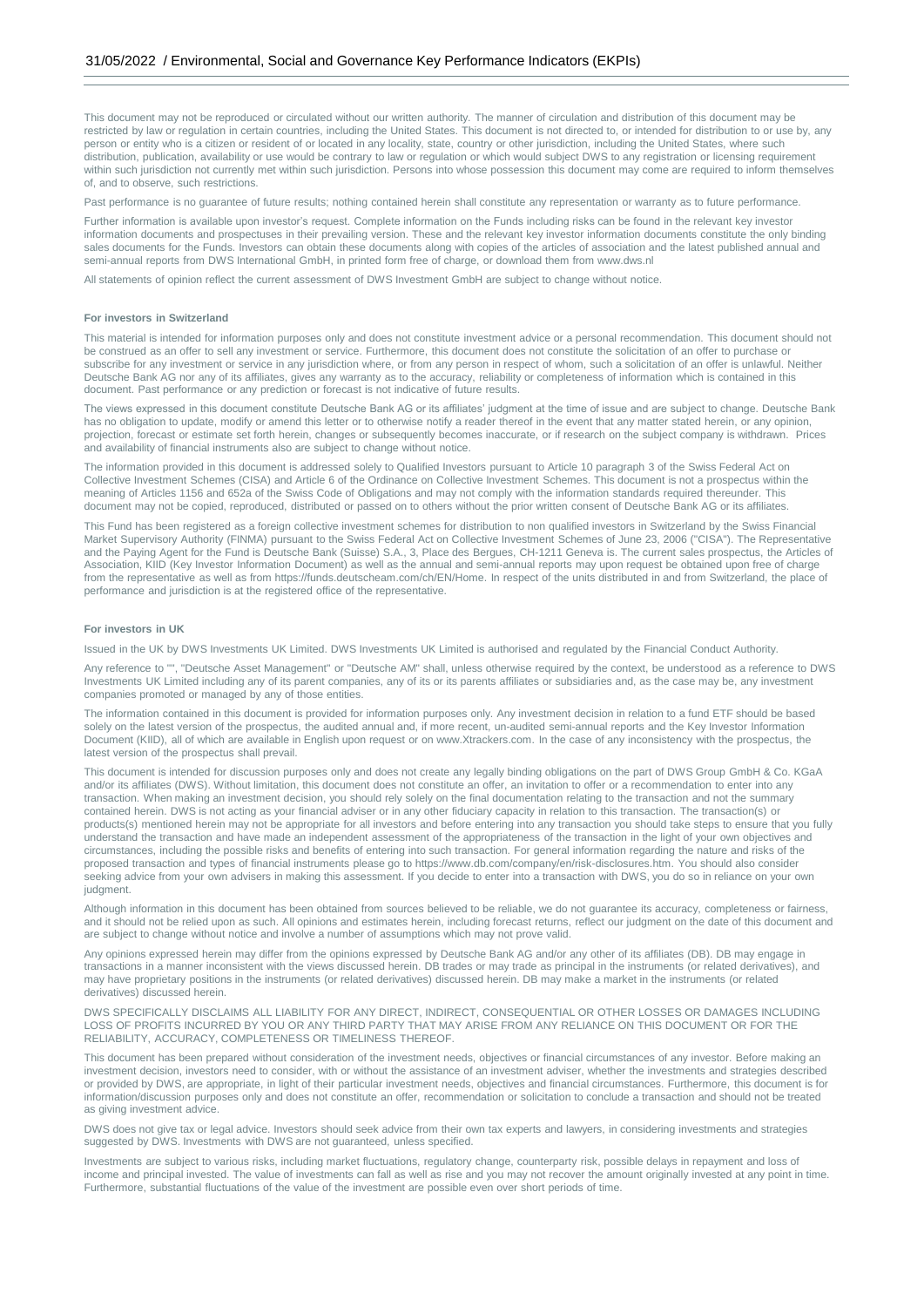This document may not be reproduced or circulated without our written authority. The manner of circulation and distribution of this document may be restricted by law or regulation in certain countries, including the United States. This document is not directed to, or intended for distribution to or use by, any person or entity who is a citizen or resident of or located in any locality, state, country or other jurisdiction, including the United States, where such distribution, publication, availability or use would be contrary to law or regulation or which would subject DWS to any registration or licensing requirement within such jurisdiction not currently met within such jurisdiction. Persons into whose possession this document may come are required to inform themselves of, and to observe, such restrictions.

Past performance is no guarantee of future results; nothing contained herein shall constitute any representation or warranty as to future performance.

Further information is available upon investor's request. Complete information on the Funds including risks can be found in the relevant key investor information documents and prospectuses in their prevailing version. These and the relevant key investor information documents constitute the only binding sales documents for the Funds. Investors can obtain these documents along with copies of the articles of association and the latest published annual and semi-annual reports from DWS International GmbH, in printed form free of charge, or download them from www.dws.nl

All statements of opinion reflect the current assessment of DWS Investment GmbH are subject to change without notice.

**For investors in Switzerland**

This material is intended for information purposes only and does not constitute investment advice or a personal recommendation. This document should not be construed as an offer to sell any investment or service. Furthermore, this document does not constitute the solicitation of an offer to purchase or subscribe for any investment or service in any jurisdiction where, or from any person in respect of whom, such a solicitation of an offer is unlawful. Neither Deutsche Bank AG nor any of its affiliates, gives any warranty as to the accuracy, reliability or completeness of information which is contained in this document. Past performance or any prediction or forecast is not indicative of future results.

The views expressed in this document constitute Deutsche Bank AG or its affiliates' judgment at the time of issue and are subject to change. Deutsche Bank has no obligation to update, modify or amend this letter or to otherwise notify a reader thereof in the event that any matter stated herein, or any opinion, projection, forecast or estimate set forth herein, changes or subsequently becomes inaccurate, or if research on the subject company is withdrawn. Prices and availability of financial instruments also are subject to change without notice.

The information provided in this document is addressed solely to Qualified Investors pursuant to Article 10 paragraph 3 of the Swiss Federal Act on Collective Investment Schemes (CISA) and Article 6 of the Ordinance on Collective Investment Schemes. This document is not a prospectus within the meaning of Articles 1156 and 652a of the Swiss Code of Obligations and may not comply with the information standards required thereunder. This document may not be copied, reproduced, distributed or passed on to others without the prior written consent of Deutsche Bank AG or its affiliates.

This Fund has been registered as a foreign collective investment schemes for distribution to non qualified investors in Switzerland by the Swiss Financial Market Supervisory Authority (FINMA) pursuant to the Swiss Federal Act on Collective Investment Schemes of June 23, 2006 ("CISA"). The Representative and the Paying Agent for the Fund is Deutsche Bank (Suisse) S.A., 3, Place des Bergues, CH-1211 Geneva is. The current sales prospectus, the Articles of Association, KIID (Key Investor Information Document) as well as the annual and semi-annual reports may upon request be obtained upon free of charge from the representative as well as from https://funds.deutscheam.com/ch/EN/Home. In respect of the units distributed in and from Switzerland, the place of performance and jurisdiction is at the registered office of the representative.

**For investors in UK**

Issued in the UK by DWS Investments UK Limited. DWS Investments UK Limited is authorised and regulated by the Financial Conduct Authority.

Any reference to "", "Deutsche Asset Management" or "Deutsche AM" shall, unless otherwise required by the context, be understood as a reference to DWS Investments UK Limited including any of its parent companies, any of its or its parents affiliates or subsidiaries and, as the case may be, any investment companies promoted or managed by any of those entities.

The information contained in this document is provided for information purposes only. Any investment decision in relation to a fund ETF should be based solely on the latest version of the prospectus, the audited annual and, if more recent, un-audited semi-annual reports and the Key Investor Information Document (KIID), all of which are available in English upon request or on www.Xtrackers.com. In the case of any inconsistency with the prospectus, the latest version of the prospectus shall prevail.

This document is intended for discussion purposes only and does not create any legally binding obligations on the part of DWS Group GmbH & Co. KGaA and/or its affiliates (DWS). Without limitation, this document does not constitute an offer, an invitation to offer or a recommendation to enter into any transaction. When making an investment decision, you should rely solely on the final documentation relating to the transaction and not the summary contained herein. DWS is not acting as your financial adviser or in any other fiduciary capacity in relation to this transaction. The transaction(s) or products(s) mentioned herein may not be appropriate for all investors and before entering into any transaction you should take steps to ensure that you fully understand the transaction and have made an independent assessment of the appropriateness of the transaction in the light of your own objectives and circumstances, including the possible risks and benefits of entering into such transaction. For general information regarding the nature and risks of the proposed transaction and types of financial instruments please go to https://www.db.com/company/en/risk-disclosures.htm. You should also consider seeking advice from your own advisers in making this assessment. If you decide to enter into a transaction with DWS, you do so in reliance on your own judgment.

Although information in this document has been obtained from sources believed to be reliable, we do not guarantee its accuracy, completeness or fairness, and it should not be relied upon as such. All opinions and estimates herein, including forecast returns, reflect our judgment on the date of this document and are subject to change without notice and involve a number of assumptions which may not prove valid.

Any opinions expressed herein may differ from the opinions expressed by Deutsche Bank AG and/or any other of its affiliates (DB). DB may engage in transactions in a manner inconsistent with the views discussed herein. DB trades or may trade as principal in the instruments (or related derivatives), and may have proprietary positions in the instruments (or related derivatives) discussed herein. DB may make a market in the instruments (or related derivatives) discussed herein.

DWS SPECIFICALLY DISCLAIMS ALL LIABILITY FOR ANY DIRECT, INDIRECT, CONSEQUENTIAL OR OTHER LOSSES OR DAMAGES INCLUDING LOSS OF PROFITS INCURRED BY YOU OR ANY THIRD PARTY THAT MAY ARISE FROM ANY RELIANCE ON THIS DOCUMENT OR FOR THE RELIABILITY, ACCURACY, COMPLETENESS OR TIMELINESS THEREOF.

This document has been prepared without consideration of the investment needs, objectives or financial circumstances of any investor. Before making an investment decision, investors need to consider, with or without the assistance of an investment adviser, whether the investments and strategies described or provided by DWS, are appropriate, in light of their particular investment needs, objectives and financial circumstances. Furthermore, this document is for information/discussion purposes only and does not constitute an offer, recommendation or solicitation to conclude a transaction and should not be treated as giving investment advice.

DWS does not give tax or legal advice. Investors should seek advice from their own tax experts and lawyers, in considering investments and strategies suggested by DWS. Investments with DWS are not guaranteed, unless specified.

Investments are subject to various risks, including market fluctuations, regulatory change, counterparty risk, possible delays in repayment and loss of income and principal invested. The value of investments can fall as well as rise and you may not recover the amount originally invested at any point in time. Furthermore, substantial fluctuations of the value of the investment are possible even over short periods of time.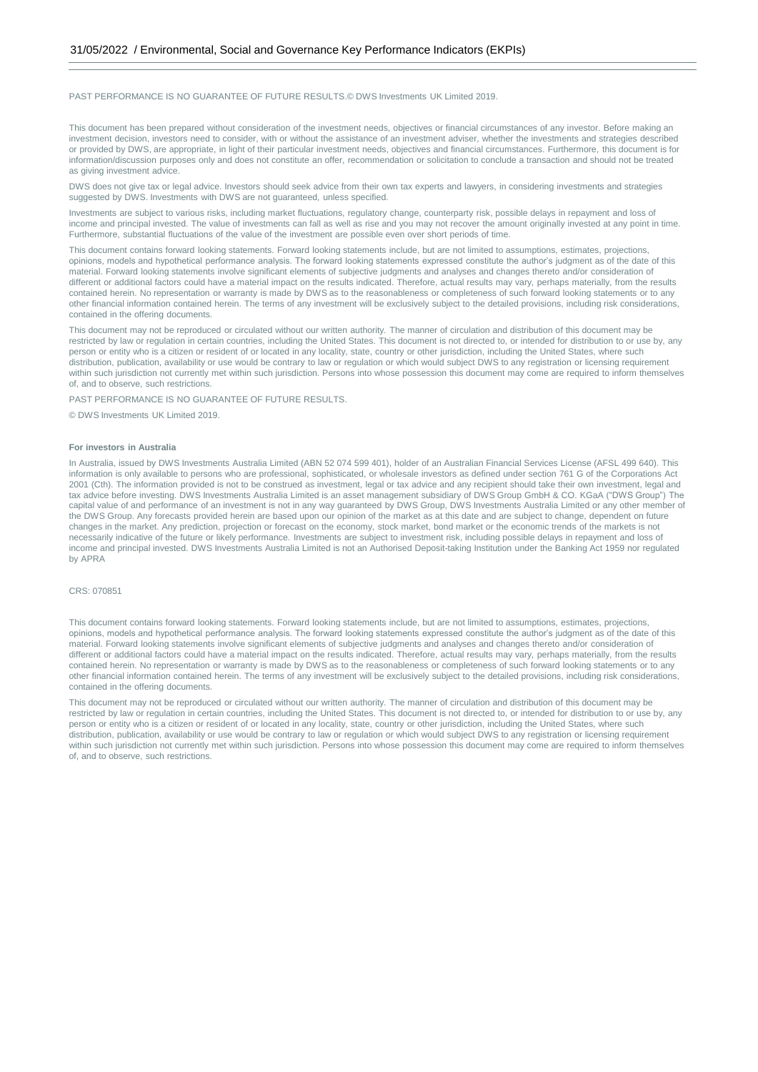PAST PERFORMANCE IS NO GUARANTEE OF FUTURE RESULTS.© DWS Investments UK Limited 2019.

This document has been prepared without consideration of the investment needs, objectives or financial circumstances of any investor. Before making an investment decision, investors need to consider, with or without the assistance of an investment adviser, whether the investments and strategies described or provided by DWS, are appropriate, in light of their particular investment needs, objectives and financial circumstances. Furthermore, this document is for information/discussion purposes only and does not constitute an offer, recommendation or solicitation to conclude a transaction and should not be treated as giving investment advice.

DWS does not give tax or legal advice. Investors should seek advice from their own tax experts and lawyers, in considering investments and strategies suggested by DWS. Investments with DWS are not guaranteed, unless specified.

Investments are subject to various risks, including market fluctuations, regulatory change, counterparty risk, possible delays in repayment and loss of income and principal invested. The value of investments can fall as well as rise and you may not recover the amount originally invested at any point in time. Furthermore, substantial fluctuations of the value of the investment are possible even over short periods of time.

This document contains forward looking statements. Forward looking statements include, but are not limited to assumptions, estimates, projections, opinions, models and hypothetical performance analysis. The forward looking statements expressed constitute the author's judgment as of the date of this material. Forward looking statements involve significant elements of subjective judgments and analyses and changes thereto and/or consideration of different or additional factors could have a material impact on the results indicated. Therefore, actual results may vary, perhaps materially, from the results contained herein. No representation or warranty is made by DWS as to the reasonableness or completeness of such forward looking statements or to any other financial information contained herein. The terms of any investment will be exclusively subject to the detailed provisions, including risk considerations, contained in the offering documents.

This document may not be reproduced or circulated without our written authority. The manner of circulation and distribution of this document may be restricted by law or regulation in certain countries, including the United States. This document is not directed to, or intended for distribution to or use by, any person or entity who is a citizen or resident of or located in any locality, state, country or other jurisdiction, including the United States, where such distribution, publication, availability or use would be contrary to law or regulation or which would subject DWS to any registration or licensing requirement within such jurisdiction not currently met within such jurisdiction. Persons into whose possession this document may come are required to inform themselves of, and to observe, such restrictions.

PAST PERFORMANCE IS NO GUARANTEE OF FUTURE RESULTS.

© DWS Investments UK Limited 2019.

**For investors in Australia**

In Australia, issued by DWS Investments Australia Limited (ABN 52 074 599 401), holder of an Australian Financial Services License (AFSL 499 640). This information is only available to persons who are professional, sophisticated, or wholesale investors as defined under section 761 G of the Corporations Act 2001 (Cth). The information provided is not to be construed as investment, legal or tax advice and any recipient should take their own investment, legal and tax advice before investing. DWS Investments Australia Limited is an asset management subsidiary of DWS Group GmbH & CO. KGaA ("DWS Group") The capital value of and performance of an investment is not in any way guaranteed by DWS Group, DWS Investments Australia Limited or any other member of the DWS Group. Any forecasts provided herein are based upon our opinion of the market as at this date and are subject to change, dependent on future changes in the market. Any prediction, projection or forecast on the economy, stock market, bond market or the economic trends of the markets is not necessarily indicative of the future or likely performance. Investments are subject to investment risk, including possible delays in repayment and loss of income and principal invested. DWS Investments Australia Limited is not an Authorised Deposit-taking Institution under the Banking Act 1959 nor regulated by APRA

CRS: 070851

This document contains forward looking statements. Forward looking statements include, but are not limited to assumptions, estimates, projections, opinions, models and hypothetical performance analysis. The forward looking statements expressed constitute the author's judgment as of the date of this material. Forward looking statements involve significant elements of subjective judgments and analyses and changes thereto and/or consideration of different or additional factors could have a material impact on the results indicated. Therefore, actual results may vary, perhaps materially, from the results contained herein. No representation or warranty is made by DWS as to the reasonableness or completeness of such forward looking statements or to any other financial information contained herein. The terms of any investment will be exclusively subject to the detailed provisions, including risk considerations, contained in the offering documents.

This document may not be reproduced or circulated without our written authority. The manner of circulation and distribution of this document may be restricted by law or regulation in certain countries, including the United States. This document is not directed to, or intended for distribution to or use by, any person or entity who is a citizen or resident of or located in any locality, state, country or other jurisdiction, including the United States, where such distribution, publication, availability or use would be contrary to law or regulation or which would subject DWS to any registration or licensing requirement within such jurisdiction not currently met within such jurisdiction. Persons into whose possession this document may come are required to inform themselves of, and to observe, such restrictions.